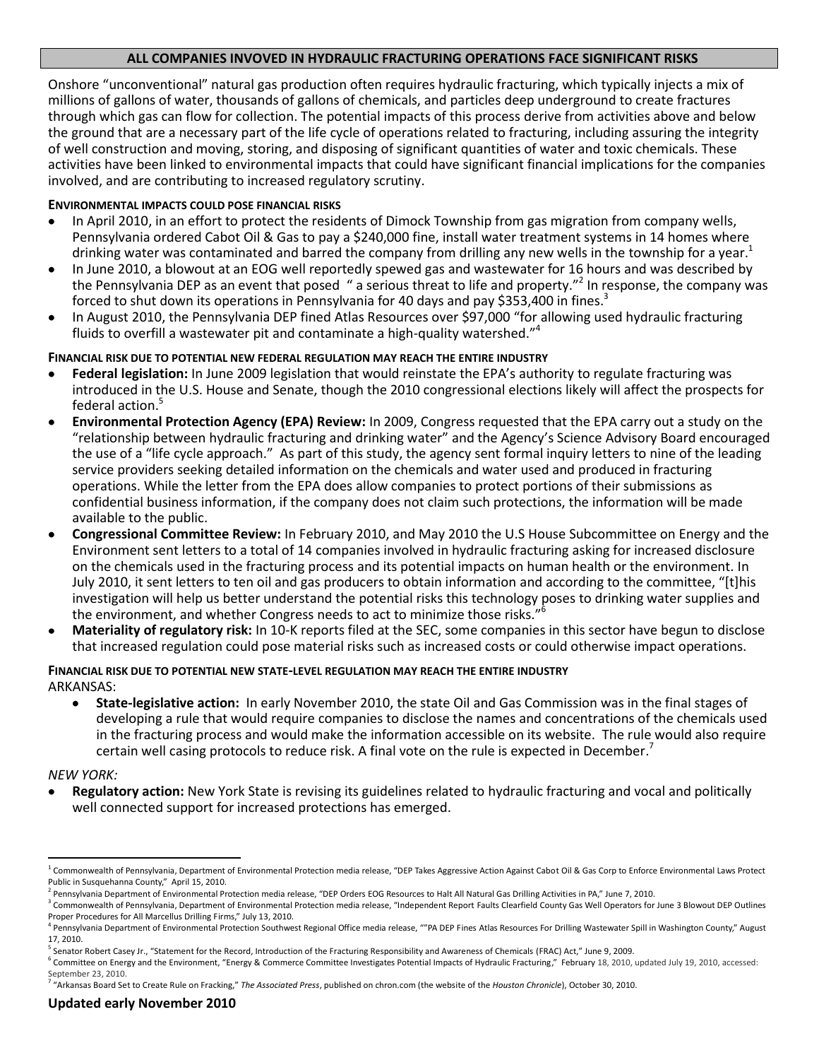## ALL COMPANIES INVOVED IN HYDRAULIC FRACTURING OPERATIONS FACE SIGNIFICANT RISKS

Onshore "unconventional" natural gas production often requires hydraulic fracturing, which typically injects a mix of millions of gallons of water, thousands of gallons of chemicals, and particles deep underground to create fractures through which gas can flow for collection. The potential impacts of this process derive from activities above and below the ground that are a necessary part of the life cycle of operations related to fracturing, including assuring the integrity of well construction and moving, storing, and disposing of significant quantities of water and toxic chemicals. These activities have been linked to environmental impacts that could have significant financial implications for the companies involved, and are contributing to increased regulatory scrutiny.

### ENVIRONMENTAL IMPACTS COULD POSE FINANCIAL RISKS

- In April 2010, in an effort to protect the residents of Dimock Township from gas migration from company wells, Pennsylvania ordered Cabot Oil & Gas to pay a $240,000 fine, install water treatment systems in 14 homes where drinking water was contaminated and barred the company from drilling any new wells in the township for a year.[1]
- In June 2010, a blowout at an EOG well reportedly spewed gas and wastewater for 16 hours and was described by the Pennsylvania DEP as an event that posed " a serious threat to life and property."[2] In response, the company was forced to shut down its operations in Pennsylvania for 40 days and pay $353,400 in fines.[3]
- In August 2010, the Pennsylvania DEP fined Atlas Resources over $97,000 "for allowing used hydraulic fracturing fluids to overfill a wastewater pit and contaminate a high-quality watershed."[4]

### FINANCIAL RISK DUE TO POTENTIAL NEW FEDERAL REGULATION MAY REACH THE ENTIRE INDUSTRY

- **Federal legislation:** In June 2009 legislation that would reinstate the EPA's authority to regulate fracturing was introduced in the U.S. House and Senate, though the 2010 congressional elections likely will affect the prospects for federal action.[5]
- **Environmental Protection Agency (EPA) Review:** In 2009, Congress requested that the EPA carry out a study on the "relationship between hydraulic fracturing and drinking water" and the Agency's Science Advisory Board encouraged the use of a "life cycle approach." As part of this study, the agency sent formal inquiry letters to nine of the leading service providers seeking detailed information on the chemicals and water used and produced in fracturing operations. While the letter from the EPA does allow companies to protect portions of their submissions as confidential business information, if the company does not claim such protections, the information will be made available to the public.
- **Congressional Committee Review:** In February 2010, and May 2010 the U.S House Subcommittee on Energy and the Environment sent letters to a total of 14 companies involved in hydraulic fracturing asking for increased disclosure on the chemicals used in the fracturing process and its potential impacts on human health or the environment. In July 2010, it sent letters to ten oil and gas producers to obtain information and according to the committee, "[t]his investigation will help us better understand the potential risks this technology poses to drinking water supplies and the environment, and whether Congress needs to act to minimize those risks."[6]
- **Materiality of regulatory risk:** In 10-K reports filed at the SEC, some companies in this sector have begun to disclose that increased regulation could pose material risks such as increased costs or could otherwise impact operations.

### FINANCIAL RISK DUE TO POTENTIAL NEW STATE-LEVEL REGULATION MAY REACH THE ENTIRE INDUSTRY

ARKANSAS:

- **State-legislative action:** In early November 2010, the state Oil and Gas Commission was in the final stages of developing a rule that would require companies to disclose the names and concentrations of the chemicals used in the fracturing process and would make the information accessible on its website. The rule would also require certain well casing protocols to reduce risk. A final vote on the rule is expected in December.[7]

*NEW YORK:*

- **Regulatory action:** New York State is revising its guidelines related to hydraulic fracturing and vocal and politically well connected support for increased protections has emerged.

---

[1] Commonwealth of Pennsylvania, Department of Environmental Protection media release, "DEP Takes Aggressive Action Against Cabot Oil & Gas Corp to Enforce Environmental Laws Protect Public in Susquehanna County," April 15, 2010.

[2] Pennsylvania Department of Environmental Protection media release, "DEP Orders EOG Resources to Halt All Natural Gas Drilling Activities in PA," June 7, 2010.

[3] Commonwealth of Pennsylvania, Department of Environmental Protection media release, "Independent Report Faults Clearfield County Gas Well Operators for June 3 Blowout DEP Outlines Proper Procedures for All Marcellus Drilling Firms," July 13, 2010.

[4] Pennsylvania Department of Environmental Protection Southwest Regional Office media release, ""PA DEP Fines Atlas Resources For Drilling Wastewater Spill in Washington County," August 17, 2010.

[5] Senator Robert Casey Jr., "Statement for the Record, Introduction of the Fracturing Responsibility and Awareness of Chemicals (FRAC) Act," June 9, 2009.

[6] Committee on Energy and the Environment, "Energy & Commerce Committee Investigates Potential Impacts of Hydraulic Fracturing," February 18, 2010, updated July 19, 2010, accessed: September 23, 2010.

[7] "Arkansas Board Set to Create Rule on Fracking," *The Associated Press*, published on chron.com (the website of the *Houston Chronicle*), October 30, 2010.

**Updated early November 2010**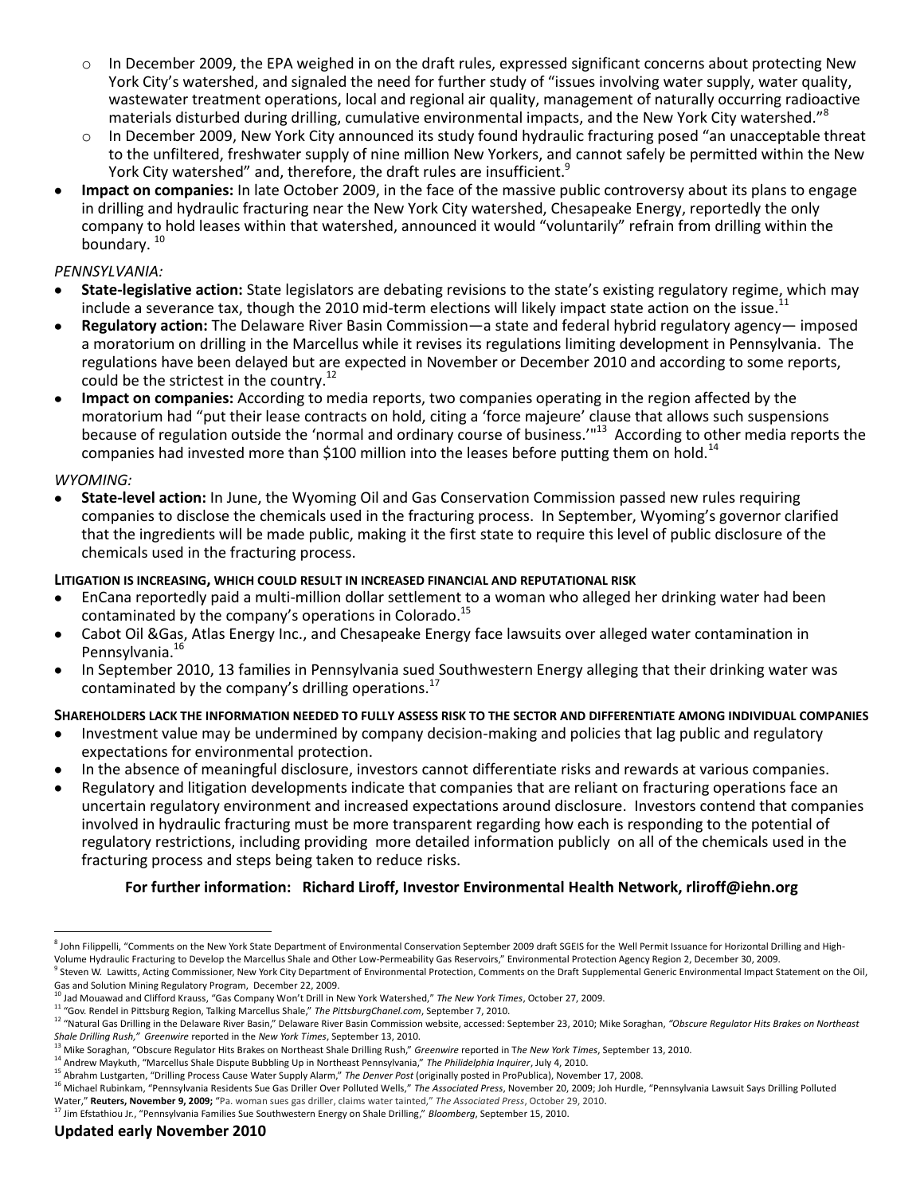- In December 2009, the EPA weighed in on the draft rules, expressed significant concerns about protecting New York City's watershed, and signaled the need for further study of "issues involving water supply, water quality, wastewater treatment operations, local and regional air quality, management of naturally occurring radioactive materials disturbed during drilling, cumulative environmental impacts, and the New York City watershed."[8]
- In December 2009, New York City announced its study found hydraulic fracturing posed "an unacceptable threat to the unfiltered, freshwater supply of nine million New Yorkers, and cannot safely be permitted within the New York City watershed" and, therefore, the draft rules are insufficient.[9]

- **Impact on companies:** In late October 2009, in the face of the massive public controversy about its plans to engage in drilling and hydraulic fracturing near the New York City watershed, Chesapeake Energy, reportedly the only company to hold leases within that watershed, announced it would "voluntarily" refrain from drilling within the boundary. [10]

*PENNSYLVANIA:*

- **State-legislative action:** State legislators are debating revisions to the state's existing regulatory regime, which may include a severance tax, though the 2010 mid-term elections will likely impact state action on the issue.[11]
- **Regulatory action:** The Delaware River Basin Commission—a state and federal hybrid regulatory agency— imposed a moratorium on drilling in the Marcellus while it revises its regulations limiting development in Pennsylvania. The regulations have been delayed but are expected in November or December 2010 and according to some reports, could be the strictest in the country.[12]
- **Impact on companies:** According to media reports, two companies operating in the region affected by the moratorium had "put their lease contracts on hold, citing a 'force majeure' clause that allows such suspensions because of regulation outside the 'normal and ordinary course of business.'"[13] According to other media reports the companies had invested more than $100 million into the leases before putting them on hold.[14]

*WYOMING:*

- **State-level action:** In June, the Wyoming Oil and Gas Conservation Commission passed new rules requiring companies to disclose the chemicals used in the fracturing process. In September, Wyoming's governor clarified that the ingredients will be made public, making it the first state to require this level of public disclosure of the chemicals used in the fracturing process.

**LITIGATION IS INCREASING, WHICH COULD RESULT IN INCREASED FINANCIAL AND REPUTATIONAL RISK**

- EnCana reportedly paid a multi-million dollar settlement to a woman who alleged her drinking water had been contaminated by the company's operations in Colorado.[15]
- Cabot Oil &Gas, Atlas Energy Inc., and Chesapeake Energy face lawsuits over alleged water contamination in Pennsylvania.[16]
- In September 2010, 13 families in Pennsylvania sued Southwestern Energy alleging that their drinking water was contaminated by the company's drilling operations.[17]

**SHAREHOLDERS LACK THE INFORMATION NEEDED TO FULLY ASSESS RISK TO THE SECTOR AND DIFFERENTIATE AMONG INDIVIDUAL COMPANIES**

- Investment value may be undermined by company decision-making and policies that lag public and regulatory expectations for environmental protection.
- In the absence of meaningful disclosure, investors cannot differentiate risks and rewards at various companies.
- Regulatory and litigation developments indicate that companies that are reliant on fracturing operations face an uncertain regulatory environment and increased expectations around disclosure. Investors contend that companies involved in hydraulic fracturing must be more transparent regarding how each is responding to the potential of regulatory restrictions, including providing more detailed information publicly on all of the chemicals used in the fracturing process and steps being taken to reduce risks.

**For further information: Richard Liroff, Investor Environmental Health Network, rliroff@iehn.org**

---

[8] John Filippelli, "Comments on the New York State Department of Environmental Conservation September 2009 draft SGEIS for the Well Permit Issuance for Horizontal Drilling and High-Volume Hydraulic Fracturing to Develop the Marcellus Shale and Other Low-Permeability Gas Reservoirs," Environmental Protection Agency Region 2, December 30, 2009.

[9] Steven W. Lawitts, Acting Commissioner, New York City Department of Environmental Protection, Comments on the Draft Supplemental Generic Environmental Impact Statement on the Oil, Gas and Solution Mining Regulatory Program, December 22, 2009.

[10] Jad Mouawad and Clifford Krauss, "Gas Company Won't Drill in New York Watershed," *The New York Times*, October 27, 2009.

[11] "Gov. Rendel in Pittsburg Region, Talking Marcellus Shale," *The PittsburgChanel.com*, September 7, 2010.

[12] "Natural Gas Drilling in the Delaware River Basin," Delaware River Basin Commission website, accessed: September 23, 2010; Mike Soraghan, *"Obscure Regulator Hits Brakes on Northeast Shale Drilling Rush," Greenwire* reported in the *New York Times*, September 13, 2010.

[13] Mike Soraghan, "Obscure Regulator Hits Brakes on Northeast Shale Drilling Rush," *Greenwire* reported in *The New York Times*, September 13, 2010.

[14] Andrew Maykuth, "Marcellus Shale Dispute Bubbling Up in Northeast Pennsylvania," *The Philidelphia Inquirer*, July 4, 2010.

[15] Abrahm Lustgarten, "Drilling Process Cause Water Supply Alarm," *The Denver Post* (originally posted in ProPublica), November 17, 2008.

[16] Michael Rubinkam, "Pennsylvania Residents Sue Gas Driller Over Polluted Wells," *The Associated Press*, November 20, 2009; Joh Hurdle, "Pennsylvania Lawsuit Says Drilling Polluted Water," **Reuters, November 9, 2009;** "Pa. woman sues gas driller, claims water tainted," *The Associated Press*, October 29, 2010.

[17] Jim Efstathiou Jr., "Pennsylvania Families Sue Southwestern Energy on Shale Drilling," *Bloomberg*, September 15, 2010.

**Updated early November 2010**